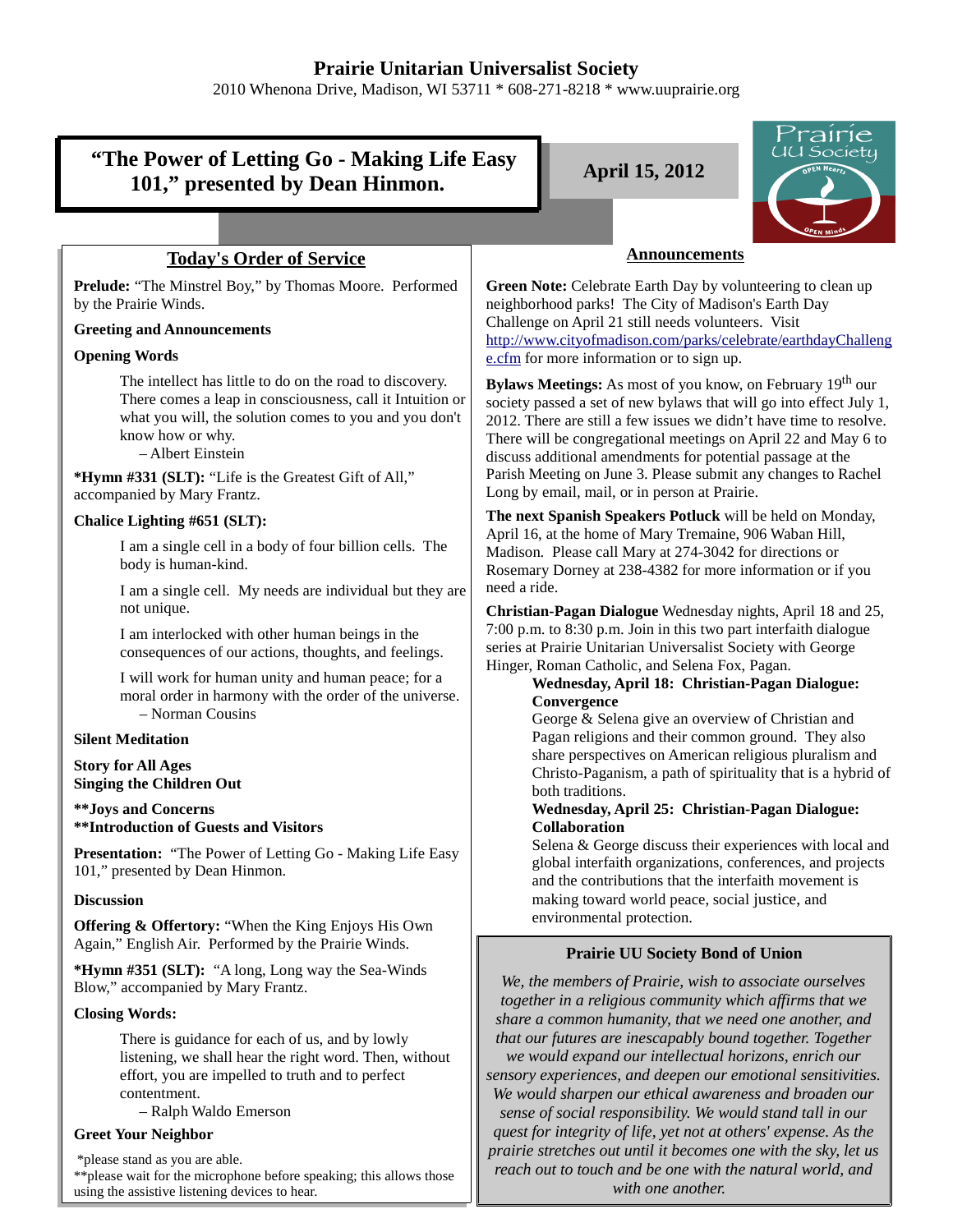# Prairie Unitarian Universalist Society

2010 Whenona Drive, Madison, WI 53711 * 608-271-8218 * www.uuprairie.org

## "The Power of Letting Go - Making Life Easy 101," presented by Dean Hinmon.

**April 15, 2012**

## Today's Order of Service

**Prelude:** "The Minstrel Boy," by Thomas Moore. Performed by the Prairie Winds.

**Greeting and Announcements**

**Opening Words**

> The intellect has little to do on the road to discovery. There comes a leap in consciousness, call it Intuition or what you will, the solution comes to you and you don't know how or why.
> – Albert Einstein

***Hymn #331 (SLT):** "Life is the Greatest Gift of All," accompanied by Mary Frantz.

**Chalice Lighting #651 (SLT):**

> I am a single cell in a body of four billion cells. The body is human-kind.
>
> I am a single cell. My needs are individual but they are not unique.
>
> I am interlocked with other human beings in the consequences of our actions, thoughts, and feelings.
>
> I will work for human unity and human peace; for a moral order in harmony with the order of the universe.
> – Norman Cousins

**Silent Meditation**

**Story for All Ages**
**Singing the Children Out**

****Joys and Concerns**
****Introduction of Guests and Visitors**

**Presentation:** "The Power of Letting Go - Making Life Easy 101," presented by Dean Hinmon.

**Discussion**

**Offering & Offertory:** "When the King Enjoys His Own Again," English Air. Performed by the Prairie Winds.

***Hymn #351 (SLT):** "A long, Long way the Sea-Winds Blow," accompanied by Mary Frantz.

**Closing Words:**

> There is guidance for each of us, and by lowly listening, we shall hear the right word. Then, without effort, you are impelled to truth and to perfect contentment.
> – Ralph Waldo Emerson

**Greet Your Neighbor**

*please stand as you are able.
**please wait for the microphone before speaking; this allows those using the assistive listening devices to hear.

## Announcements

**Green Note:** Celebrate Earth Day by volunteering to clean up neighborhood parks! The City of Madison's Earth Day Challenge on April 21 still needs volunteers. Visit http://www.cityofmadison.com/parks/celebrate/earthdayChallenge.cfm for more information or to sign up.

**Bylaws Meetings:** As most of you know, on February 19th our society passed a set of new bylaws that will go into effect July 1, 2012. There are still a few issues we didn't have time to resolve. There will be congregational meetings on April 22 and May 6 to discuss additional amendments for potential passage at the Parish Meeting on June 3. Please submit any changes to Rachel Long by email, mail, or in person at Prairie.

**The next Spanish Speakers Potluck** will be held on Monday, April 16, at the home of Mary Tremaine, 906 Waban Hill, Madison. Please call Mary at 274-3042 for directions or Rosemary Dorney at 238-4382 for more information or if you need a ride.

**Christian-Pagan Dialogue** Wednesday nights, April 18 and 25, 7:00 p.m. to 8:30 p.m. Join in this two part interfaith dialogue series at Prairie Unitarian Universalist Society with George Hinger, Roman Catholic, and Selena Fox, Pagan.

> **Wednesday, April 18: Christian-Pagan Dialogue: Convergence**
> George & Selena give an overview of Christian and Pagan religions and their common ground. They also share perspectives on American religious pluralism and Christo-Paganism, a path of spirituality that is a hybrid of both traditions.
>
> **Wednesday, April 25: Christian-Pagan Dialogue: Collaboration**
> Selena & George discuss their experiences with local and global interfaith organizations, conferences, and projects and the contributions that the interfaith movement is making toward world peace, social justice, and environmental protection.

### Prairie UU Society Bond of Union

*We, the members of Prairie, wish to associate ourselves together in a religious community which affirms that we share a common humanity, that we need one another, and that our futures are inescapably bound together. Together we would expand our intellectual horizons, enrich our sensory experiences, and deepen our emotional sensitivities. We would sharpen our ethical awareness and broaden our sense of social responsibility. We would stand tall in our quest for integrity of life, yet not at others' expense. As the prairie stretches out until it becomes one with the sky, let us reach out to touch and be one with the natural world, and with one another.*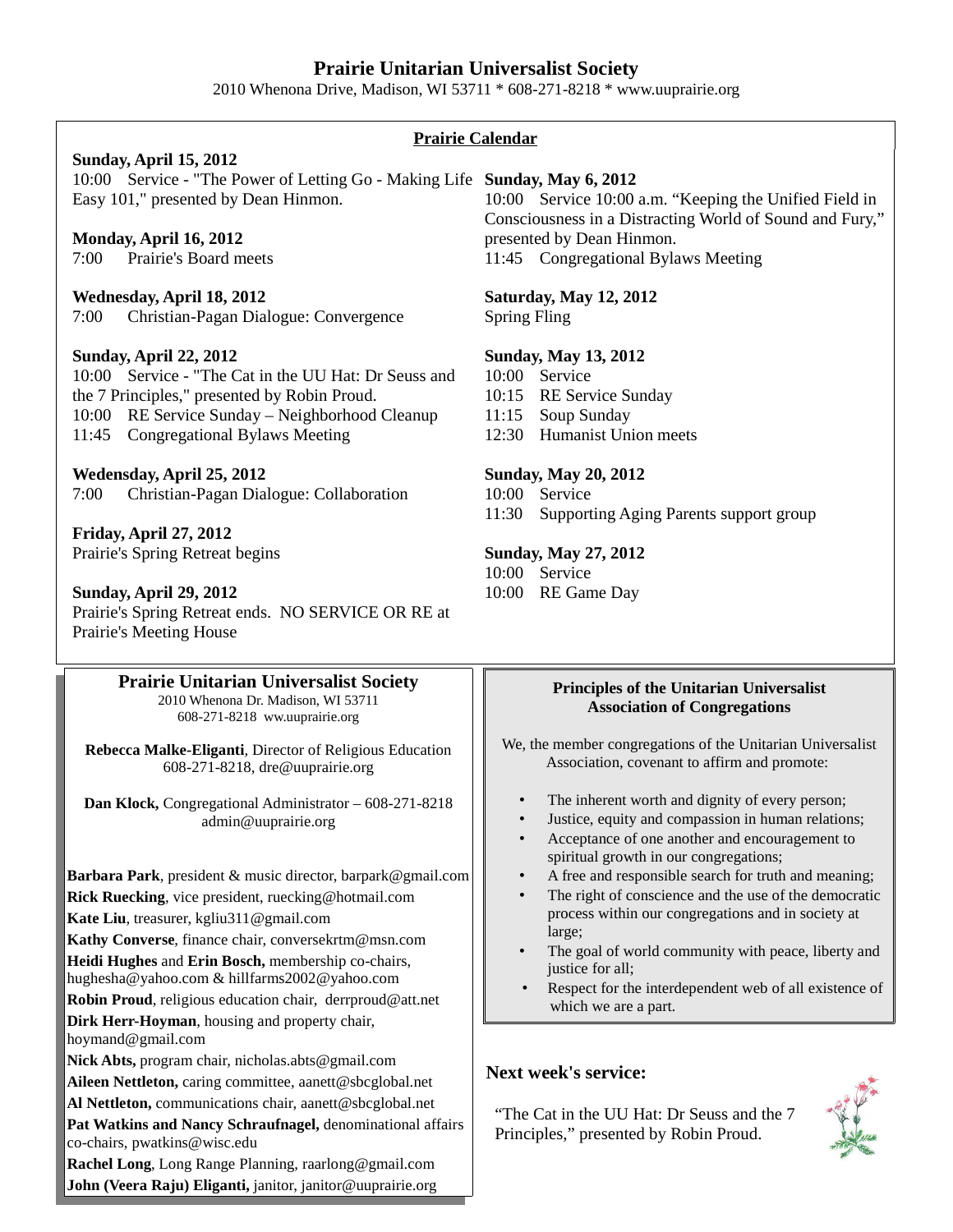# Prairie Unitarian Universalist Society

2010 Whenona Drive, Madison, WI 53711 * 608-271-8218 * www.uuprairie.org

## Prairie Calendar

**Sunday, April 15, 2012**
10:00 Service - "The Power of Letting Go - Making Life Easy 101," presented by Dean Hinmon.

**Monday, April 16, 2012**
7:00 Prairie's Board meets

**Wednesday, April 18, 2012**
7:00 Christian-Pagan Dialogue: Convergence

**Sunday, April 22, 2012**
10:00 Service - "The Cat in the UU Hat: Dr Seuss and the 7 Principles," presented by Robin Proud.
10:00 RE Service Sunday – Neighborhood Cleanup
11:45 Congregational Bylaws Meeting

**Wedensday, April 25, 2012**
7:00 Christian-Pagan Dialogue: Collaboration

**Friday, April 27, 2012**
Prairie's Spring Retreat begins

**Sunday, April 29, 2012**
Prairie's Spring Retreat ends. NO SERVICE OR RE at Prairie's Meeting House

**Sunday, May 6, 2012**
10:00 Service 10:00 a.m. "Keeping the Unified Field in Consciousness in a Distracting World of Sound and Fury," presented by Dean Hinmon.
11:45 Congregational Bylaws Meeting

**Saturday, May 12, 2012**
Spring Fling

**Sunday, May 13, 2012**
10:00 Service
10:15 RE Service Sunday
11:15 Soup Sunday
12:30 Humanist Union meets

**Sunday, May 20, 2012**
10:00 Service
11:30 Supporting Aging Parents support group

**Sunday, May 27, 2012**
10:00 Service
10:00 RE Game Day

## Prairie Unitarian Universalist Society

2010 Whenona Dr. Madison, WI 53711
608-271-8218 ww.uuprairie.org

**Rebecca Malke-Eliganti**, Director of Religious Education
608-271-8218, dre@uuprairie.org

**Dan Klock,** Congregational Administrator – 608-271-8218
admin@uuprairie.org

**Barbara Park**, president & music director, barpark@gmail.com
**Rick Ruecking**, vice president, ruecking@hotmail.com
**Kate Liu**, treasurer, kgliu311@gmail.com
**Kathy Converse**, finance chair, conversekrtm@msn.com
**Heidi Hughes** and **Erin Bosch,** membership co-chairs, hughesha@yahoo.com & hillfarms2002@yahoo.com
**Robin Proud**, religious education chair, derrproud@att.net
**Dirk Herr-Hoyman**, housing and property chair, hoymand@gmail.com
**Nick Abts,** program chair, nicholas.abts@gmail.com
**Aileen Nettleton,** caring committee, aanett@sbcglobal.net
**Al Nettleton,** communications chair, aanett@sbcglobal.net
**Pat Watkins and Nancy Schraufnagel,** denominational affairs co-chairs, pwatkins@wisc.edu
**Rachel Long**, Long Range Planning, raarlong@gmail.com
**John (Veera Raju) Eliganti,** janitor, janitor@uuprairie.org

### Principles of the Unitarian Universalist Association of Congregations

We, the member congregations of the Unitarian Universalist Association, covenant to affirm and promote:

- The inherent worth and dignity of every person;
- Justice, equity and compassion in human relations;
- Acceptance of one another and encouragement to spiritual growth in our congregations;
- A free and responsible search for truth and meaning;
- The right of conscience and the use of the democratic process within our congregations and in society at large;
- The goal of world community with peace, liberty and justice for all;
- Respect for the interdependent web of all existence of which we are a part.

### Next week's service:

"The Cat in the UU Hat: Dr Seuss and the 7 Principles," presented by Robin Proud.